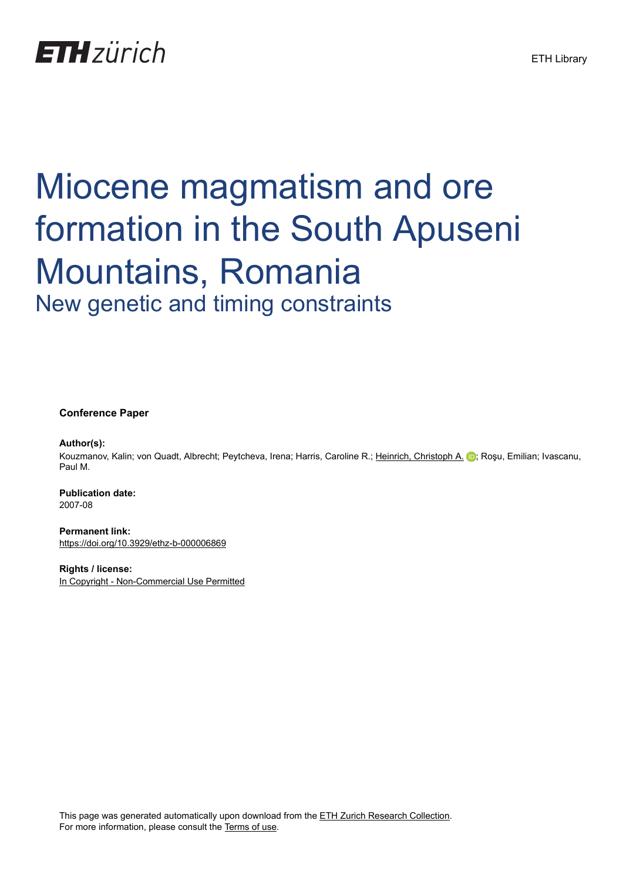ETH zürich

ETH Library

# Miocene magmatism and ore formation in the South Apuseni Mountains, Romania

## New genetic and timing constraints

**Conference Paper**

**Author(s):**
Kouzmanov, Kalin; von Quadt, Albrecht; Peytcheva, Irena; Harris, Caroline R.; Heinrich, Christoph A.; Roşu, Emilian; Ivascanu, Paul M.

**Publication date:**
2007-08

**Permanent link:**
https://doi.org/10.3929/ethz-b-000006869

**Rights / license:**
In Copyright - Non-Commercial Use Permitted

This page was generated automatically upon download from the ETH Zurich Research Collection.
For more information, please consult the Terms of use.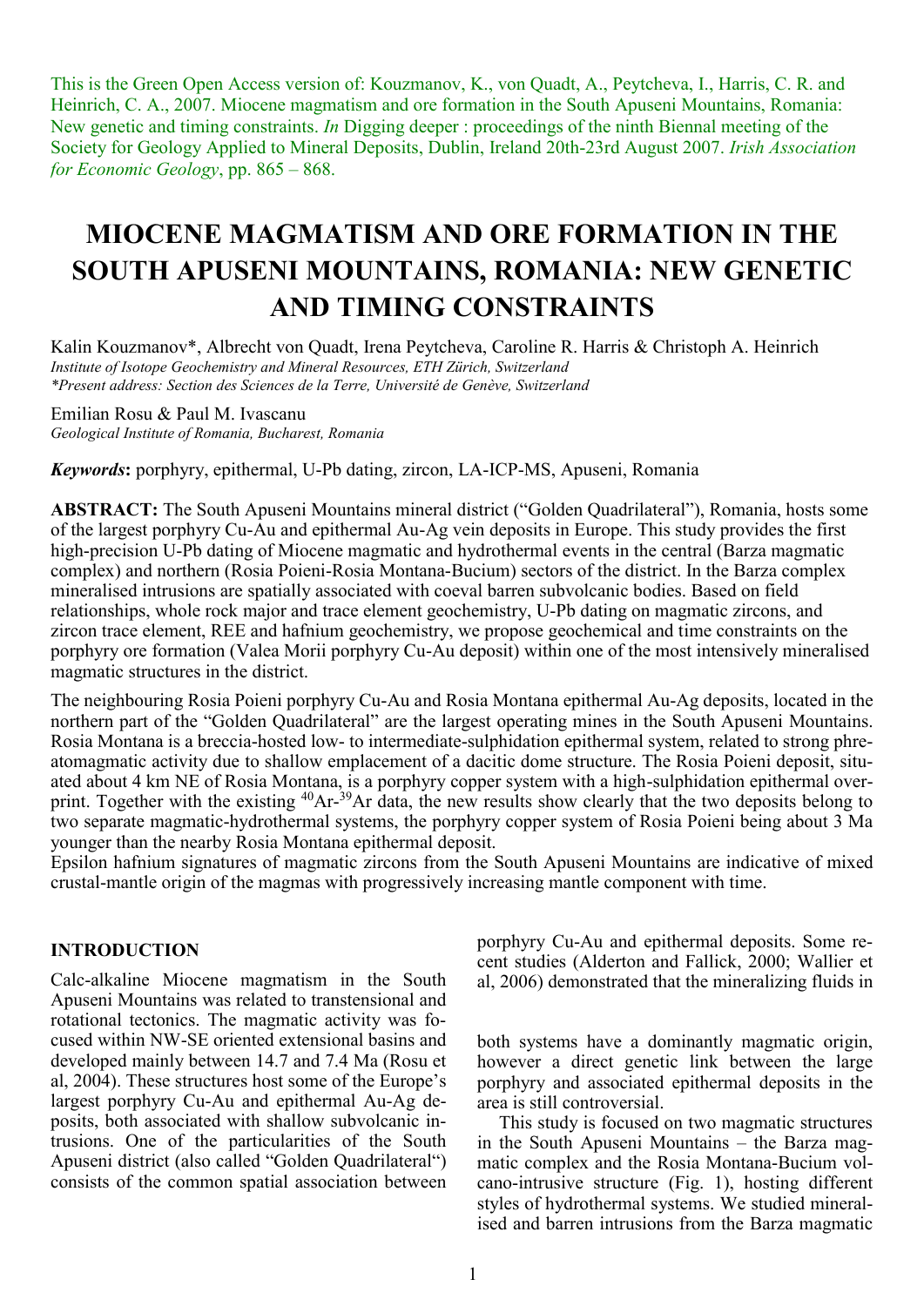This is the Green Open Access version of: Kouzmanov, K., von Quadt, A., Peytcheva, I., Harris, C. R. and Heinrich, C. A., 2007. Miocene magmatism and ore formation in the South Apuseni Mountains, Romania: New genetic and timing constraints. *In* Digging deeper : proceedings of the ninth Biennal meeting of the Society for Geology Applied to Mineral Deposits, Dublin, Ireland 20th-23rd August 2007. *Irish Association for Economic Geology*, pp. 865 – 868.

# MIOCENE MAGMATISM AND ORE FORMATION IN THE SOUTH APUSENI MOUNTAINS, ROMANIA: NEW GENETIC AND TIMING CONSTRAINTS

Kalin Kouzmanov\*, Albrecht von Quadt, Irena Peytcheva, Caroline R. Harris & Christoph A. Heinrich
*Institute of Isotope Geochemistry and Mineral Resources, ETH Zürich, Switzerland*
*\*Present address: Section des Sciences de la Terre, Université de Genève, Switzerland*

Emilian Rosu & Paul M. Ivascanu
*Geological Institute of Romania, Bucharest, Romania*

***Keywords*:** porphyry, epithermal, U-Pb dating, zircon, LA-ICP-MS, Apuseni, Romania

**ABSTRACT:** The South Apuseni Mountains mineral district ("Golden Quadrilateral"), Romania, hosts some of the largest porphyry Cu-Au and epithermal Au-Ag vein deposits in Europe. This study provides the first high-precision U-Pb dating of Miocene magmatic and hydrothermal events in the central (Barza magmatic complex) and northern (Rosia Poieni-Rosia Montana-Bucium) sectors of the district. In the Barza complex mineralised intrusions are spatially associated with coeval barren subvolcanic bodies. Based on field relationships, whole rock major and trace element geochemistry, U-Pb dating on magmatic zircons, and zircon trace element, REE and hafnium geochemistry, we propose geochemical and time constraints on the porphyry ore formation (Valea Morii porphyry Cu-Au deposit) within one of the most intensively mineralised magmatic structures in the district.

The neighbouring Rosia Poieni porphyry Cu-Au and Rosia Montana epithermal Au-Ag deposits, located in the northern part of the "Golden Quadrilateral" are the largest operating mines in the South Apuseni Mountains. Rosia Montana is a breccia-hosted low- to intermediate-sulphidation epithermal system, related to strong phreatomagmatic activity due to shallow emplacement of a dacitic dome structure. The Rosia Poieni deposit, situated about 4 km NE of Rosia Montana, is a porphyry copper system with a high-sulphidation epithermal overprint. Together with the existing $^{40}$Ar-$^{39}$Ar data, the new results show clearly that the two deposits belong to two separate magmatic-hydrothermal systems, the porphyry copper system of Rosia Poieni being about 3 Ma younger than the nearby Rosia Montana epithermal deposit.

Epsilon hafnium signatures of magmatic zircons from the South Apuseni Mountains are indicative of mixed crustal-mantle origin of the magmas with progressively increasing mantle component with time.

## INTRODUCTION

Calc-alkaline Miocene magmatism in the South Apuseni Mountains was related to transtensional and rotational tectonics. The magmatic activity was focused within NW-SE oriented extensional basins and developed mainly between 14.7 and 7.4 Ma (Rosu et al, 2004). These structures host some of the Europe's largest porphyry Cu-Au and epithermal Au-Ag deposits, both associated with shallow subvolcanic intrusions. One of the particularities of the South Apuseni district (also called "Golden Quadrilateral") consists of the common spatial association between porphyry Cu-Au and epithermal deposits. Some recent studies (Alderton and Fallick, 2000; Wallier et al, 2006) demonstrated that the mineralizing fluids in both systems have a dominantly magmatic origin, however a direct genetic link between the large porphyry and associated epithermal deposits in the area is still controversial.

This study is focused on two magmatic structures in the South Apuseni Mountains – the Barza magmatic complex and the Rosia Montana-Bucium volcano-intrusive structure (Fig. 1), hosting different styles of hydrothermal systems. We studied mineralised and barren intrusions from the Barza magmatic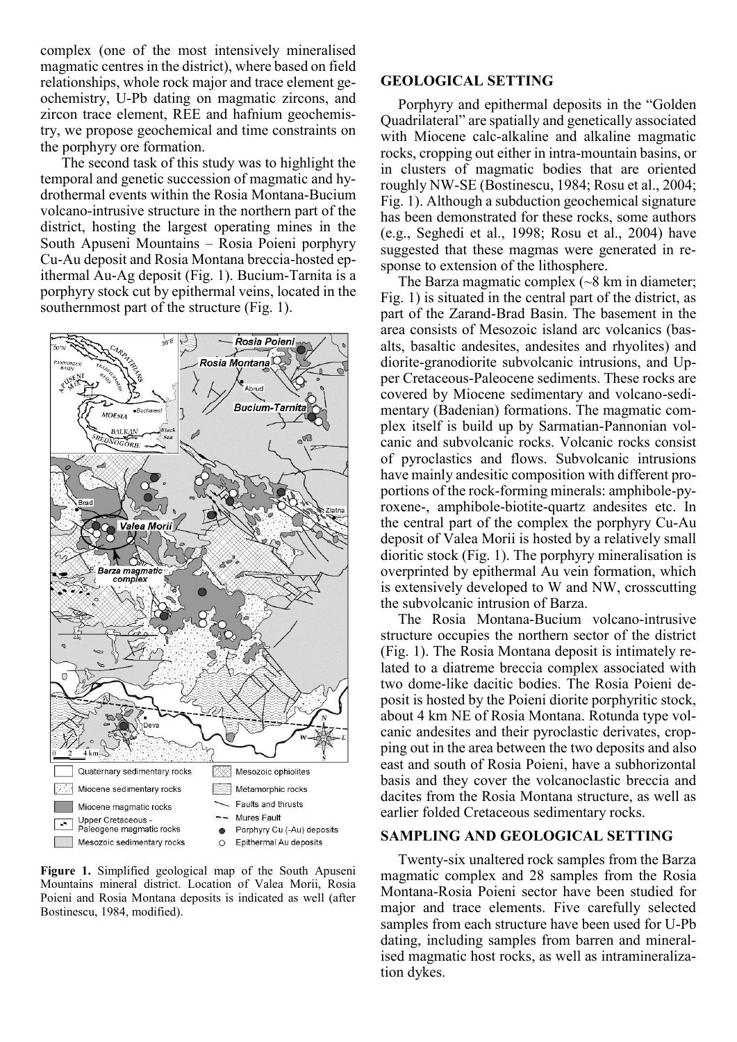complex (one of the most intensively mineralised magmatic centres in the district), where based on field relationships, whole rock major and trace element geochemistry, U-Pb dating on magmatic zircons, and zircon trace element, REE and hafnium geochemistry, we propose geochemical and time constraints on the porphyry ore formation.

The second task of this study was to highlight the temporal and genetic succession of magmatic and hydrothermal events within the Rosia Montana-Bucium volcano-intrusive structure in the northern part of the district, hosting the largest operating mines in the South Apuseni Mountains – Rosia Poieni porphyry Cu-Au deposit and Rosia Montana breccia-hosted epithermal Au-Ag deposit (Fig. 1). Bucium-Tarnita is a porphyry stock cut by epithermal veins, located in the southernmost part of the structure (Fig. 1).

**Figure 1.** Simplified geological map of the South Apuseni Mountains mineral district. Location of Valea Morii, Rosia Poieni and Rosia Montana deposits is indicated as well (after Bostinescu, 1984, modified).

## GEOLOGICAL SETTING

Porphyry and epithermal deposits in the "Golden Quadrilateral" are spatially and genetically associated with Miocene calc-alkaline and alkaline magmatic rocks, cropping out either in intra-mountain basins, or in clusters of magmatic bodies that are oriented roughly NW-SE (Bostinescu, 1984; Rosu et al., 2004; Fig. 1). Although a subduction geochemical signature has been demonstrated for these rocks, some authors (e.g., Seghedi et al., 1998; Rosu et al., 2004) have suggested that these magmas were generated in response to extension of the lithosphere.

The Barza magmatic complex (~8 km in diameter; Fig. 1) is situated in the central part of the district, as part of the Zarand-Brad Basin. The basement in the area consists of Mesozoic island arc volcanics (basalts, basaltic andesites, andesites and rhyolites) and diorite-granodiorite subvolcanic intrusions, and Upper Cretaceous-Paleocene sediments. These rocks are covered by Miocene sedimentary and volcano-sedimentary (Badenian) formations. The magmatic complex itself is build up by Sarmatian-Pannonian volcanic and subvolcanic rocks. Volcanic rocks consist of pyroclastics and flows. Subvolcanic intrusions have mainly andesitic composition with different proportions of the rock-forming minerals: amphibole-pyroxene-, amphibole-biotite-quartz andesites etc. In the central part of the complex the porphyry Cu-Au deposit of Valea Morii is hosted by a relatively small dioritic stock (Fig. 1). The porphyry mineralisation is overprinted by epithermal Au vein formation, which is extensively developed to W and NW, crosscutting the subvolcanic intrusion of Barza.

The Rosia Montana-Bucium volcano-intrusive structure occupies the northern sector of the district (Fig. 1). The Rosia Montana deposit is intimately related to a diatreme breccia complex associated with two dome-like dacitic bodies. The Rosia Poieni deposit is hosted by the Poieni diorite porphyritic stock, about 4 km NE of Rosia Montana. Rotunda type volcanic andesites and their pyroclastic derivates, cropping out in the area between the two deposits and also east and south of Rosia Poieni, have a subhorizontal basis and they cover the volcanoclastic breccia and dacites from the Rosia Montana structure, as well as earlier folded Cretaceous sedimentary rocks.

## SAMPLING AND GEOLOGICAL SETTING

Twenty-six unaltered rock samples from the Barza magmatic complex and 28 samples from the Rosia Montana-Rosia Poieni sector have been studied for major and trace elements. Five carefully selected samples from each structure have been used for U-Pb dating, including samples from barren and mineralised magmatic host rocks, as well as intramineralization dykes.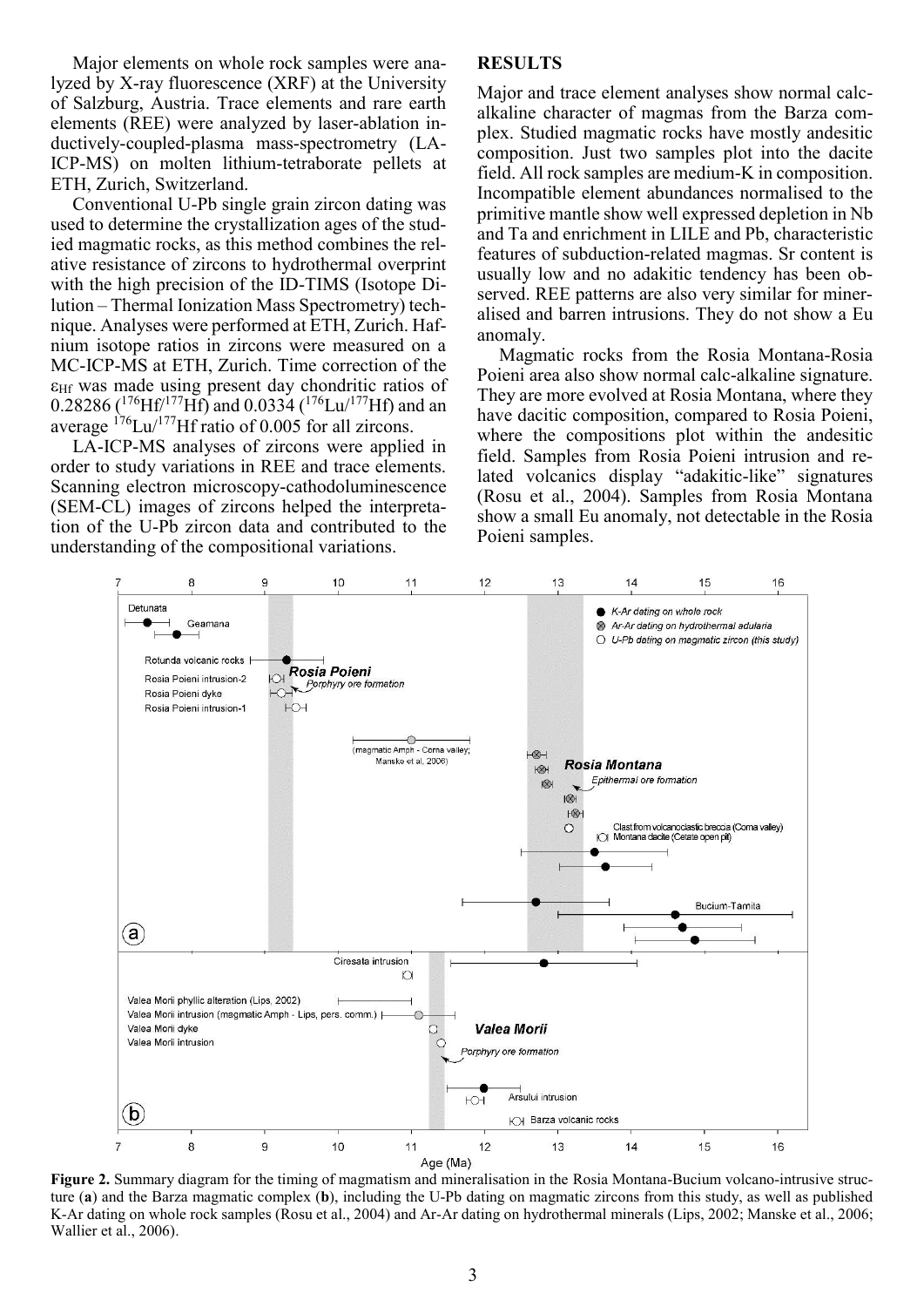Major elements on whole rock samples were analyzed by X-ray fluorescence (XRF) at the University of Salzburg, Austria. Trace elements and rare earth elements (REE) were analyzed by laser-ablation inductively-coupled-plasma mass-spectrometry (LA-ICP-MS) on molten lithium-tetraborate pellets at ETH, Zurich, Switzerland.

Conventional U-Pb single grain zircon dating was used to determine the crystallization ages of the studied magmatic rocks, as this method combines the relative resistance of zircons to hydrothermal overprint with the high precision of the ID-TIMS (Isotope Dilution – Thermal Ionization Mass Spectrometry) technique. Analyses were performed at ETH, Zurich. Hafnium isotope ratios in zircons were measured on a MC-ICP-MS at ETH, Zurich. Time correction of the $\varepsilon_{Hf}$ was made using present day chondritic ratios of 0.28286 ($^{176}Hf/^{177}Hf$) and 0.0334 ($^{176}Lu/^{177}Hf$) and an average $^{176}Lu/^{177}Hf$ ratio of 0.005 for all zircons.

LA-ICP-MS analyses of zircons were applied in order to study variations in REE and trace elements. Scanning electron microscopy-cathodoluminescence (SEM-CL) images of zircons helped the interpretation of the U-Pb zircon data and contributed to the understanding of the compositional variations.

## RESULTS

Major and trace element analyses show normal calc-alkaline character of magmas from the Barza complex. Studied magmatic rocks have mostly andesitic composition. Just two samples plot into the dacite field. All rock samples are medium-K in composition. Incompatible element abundances normalised to the primitive mantle show well expressed depletion in Nb and Ta and enrichment in LILE and Pb, characteristic features of subduction-related magmas. Sr content is usually low and no adakitic tendency has been observed. REE patterns are also very similar for mineralised and barren intrusions. They do not show a Eu anomaly.

Magmatic rocks from the Rosia Montana-Rosia Poieni area also show normal calc-alkaline signature. They are more evolved at Rosia Montana, where they have dacitic composition, compared to Rosia Poieni, where the compositions plot within the andesitic field. Samples from Rosia Poieni intrusion and related volcanics display "adakitic-like" signatures (Rosu et al., 2004). Samples from Rosia Montana show a small Eu anomaly, not detectable in the Rosia Poieni samples.

**Figure 2.** Summary diagram for the timing of magmatism and mineralisation in the Rosia Montana-Bucium volcano-intrusive structure (**a**) and the Barza magmatic complex (**b**), including the U-Pb dating on magmatic zircons from this study, as well as published K-Ar dating on whole rock samples (Rosu et al., 2004) and Ar-Ar dating on hydrothermal minerals (Lips, 2002; Manske et al., 2006; Wallier et al., 2006).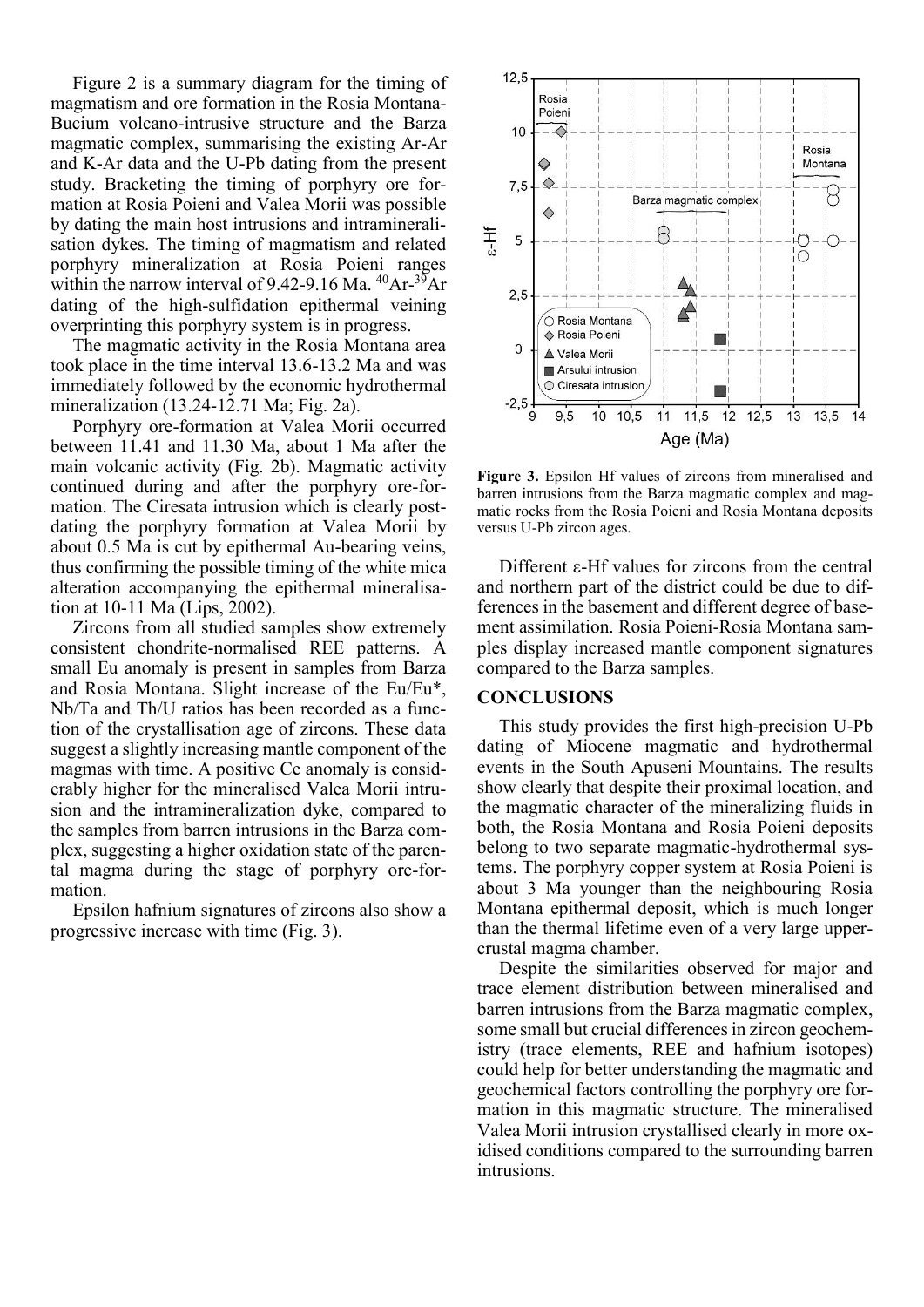Figure 2 is a summary diagram for the timing of magmatism and ore formation in the Rosia Montana-Bucium volcano-intrusive structure and the Barza magmatic complex, summarising the existing Ar-Ar and K-Ar data and the U-Pb dating from the present study. Bracketing the timing of porphyry ore formation at Rosia Poieni and Valea Morii was possible by dating the main host intrusions and intramineralisation dykes. The timing of magmatism and related porphyry mineralization at Rosia Poieni ranges within the narrow interval of 9.42-9.16 Ma. $^{40}Ar$-$^{39}Ar$ dating of the high-sulfidation epithermal veining overprinting this porphyry system is in progress.

The magmatic activity in the Rosia Montana area took place in the time interval 13.6-13.2 Ma and was immediately followed by the economic hydrothermal mineralization (13.24-12.71 Ma; Fig. 2a).

Porphyry ore-formation at Valea Morii occurred between 11.41 and 11.30 Ma, about 1 Ma after the main volcanic activity (Fig. 2b). Magmatic activity continued during and after the porphyry ore-formation. The Ciresata intrusion which is clearly post-dating the porphyry formation at Valea Morii by about 0.5 Ma is cut by epithermal Au-bearing veins, thus confirming the possible timing of the white mica alteration accompanying the epithermal mineralisation at 10-11 Ma (Lips, 2002).

Zircons from all studied samples show extremely consistent chondrite-normalised REE patterns. A small Eu anomaly is present in samples from Barza and Rosia Montana. Slight increase of the Eu/Eu*, Nb/Ta and Th/U ratios has been recorded as a function of the crystallisation age of zircons. These data suggest a slightly increasing mantle component of the magmas with time. A positive Ce anomaly is considerably higher for the mineralised Valea Morii intrusion and the intramineralization dyke, compared to the samples from barren intrusions in the Barza complex, suggesting a higher oxidation state of the parental magma during the stage of porphyry ore-formation.

Epsilon hafnium signatures of zircons also show a progressive increase with time (Fig. 3).

**Figure 3.** Epsilon Hf values of zircons from mineralised and barren intrusions from the Barza magmatic complex and magmatic rocks from the Rosia Poieni and Rosia Montana deposits versus U-Pb zircon ages.

Different ε-Hf values for zircons from the central and northern part of the district could be due to differences in the basement and different degree of basement assimilation. Rosia Poieni-Rosia Montana samples display increased mantle component signatures compared to the Barza samples.

## CONCLUSIONS

This study provides the first high-precision U-Pb dating of Miocene magmatic and hydrothermal events in the South Apuseni Mountains. The results show clearly that despite their proximal location, and the magmatic character of the mineralizing fluids in both, the Rosia Montana and Rosia Poieni deposits belong to two separate magmatic-hydrothermal systems. The porphyry copper system at Rosia Poieni is about 3 Ma younger than the neighbouring Rosia Montana epithermal deposit, which is much longer than the thermal lifetime even of a very large upper-crustal magma chamber.

Despite the similarities observed for major and trace element distribution between mineralised and barren intrusions from the Barza magmatic complex, some small but crucial differences in zircon geochemistry (trace elements, REE and hafnium isotopes) could help for better understanding the magmatic and geochemical factors controlling the porphyry ore formation in this magmatic structure. The mineralised Valea Morii intrusion crystallised clearly in more oxidised conditions compared to the surrounding barren intrusions.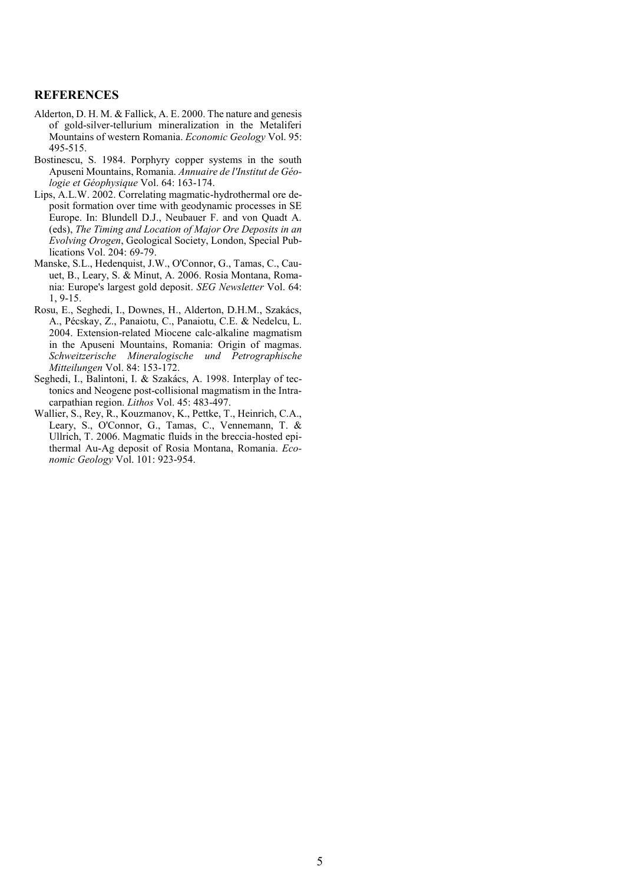## REFERENCES

Alderton, D. H. M. & Fallick, A. E. 2000. The nature and genesis of gold-silver-tellurium mineralization in the Metaliferi Mountains of western Romania. *Economic Geology* Vol. 95: 495-515.

Bostinescu, S. 1984. Porphyry copper systems in the south Apuseni Mountains, Romania. *Annuaire de l'Institut de Géologie et Géophysique* Vol. 64: 163-174.

Lips, A.L.W. 2002. Correlating magmatic-hydrothermal ore deposit formation over time with geodynamic processes in SE Europe. In: Blundell D.J., Neubauer F. and von Quadt A. (eds), *The Timing and Location of Major Ore Deposits in an Evolving Orogen*, Geological Society, London, Special Publications Vol. 204: 69-79.

Manske, S.L., Hedenquist, J.W., O'Connor, G., Tamas, C., Cauuet, B., Leary, S. & Minut, A. 2006. Rosia Montana, Romania: Europe's largest gold deposit. *SEG Newsletter* Vol. 64: 1, 9-15.

Rosu, E., Seghedi, I., Downes, H., Alderton, D.H.M., Szakács, A., Pécskay, Z., Panaiotu, C., Panaiotu, C.E. & Nedelcu, L. 2004. Extension-related Miocene calc-alkaline magmatism in the Apuseni Mountains, Romania: Origin of magmas. *Schweitzerische Mineralogische und Petrographische Mitteilungen* Vol. 84: 153-172.

Seghedi, I., Balintoni, I. & Szakács, A. 1998. Interplay of tectonics and Neogene post-collisional magmatism in the Intracarpathian region. *Lithos* Vol. 45: 483-497.

Wallier, S., Rey, R., Kouzmanov, K., Pettke, T., Heinrich, C.A., Leary, S., O'Connor, G., Tamas, C., Vennemann, T. & Ullrich, T. 2006. Magmatic fluids in the breccia-hosted epithermal Au-Ag deposit of Rosia Montana, Romania. *Economic Geology* Vol. 101: 923-954.